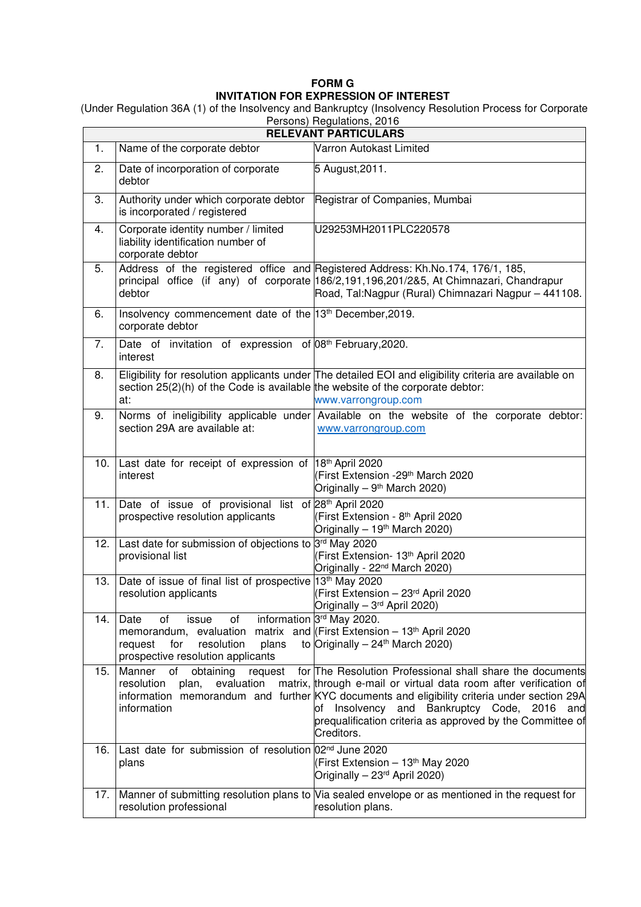**FORM G**

**INVITATION FOR EXPRESSION OF INTEREST**

(Under Regulation 36A (1) of the Insolvency and Bankruptcy (Insolvency Resolution Process for Corporate Persons) Regulations, 2016

| **RELEVANT PARTICULARS** | | |
|---|---|---|
| 1. | Name of the corporate debtor | Varron Autokast Limited |
| 2. | Date of incorporation of corporate debtor | 5 August,2011. |
| 3. | Authority under which corporate debtor is incorporated / registered | Registrar of Companies, Mumbai |
| 4. | Corporate identity number / limited liability identification number of corporate debtor | U29253MH2011PLC220578 |
| 5. | Address of the registered office and principal office (if any) of corporate debtor | Registered Address: Kh.No.174, 176/1, 185, 186/2,191,196,201/2&5, At Chimnazari, Chandrapur Road, Tal:Nagpur (Rural) Chimnazari Nagpur – 441108. |
| 6. | Insolvency commencement date of the corporate debtor | 13th December,2019. |
| 7. | Date of invitation of expression of interest | 08th February,2020. |
| 8. | Eligibility for resolution applicants under section 25(2)(h) of the Code is available at: | The detailed EOI and eligibility criteria are available on the website of the corporate debtor: www.varrongroup.com |
| 9. | Norms of ineligibility applicable under section 29A are available at: | Available on the website of the corporate debtor: www.varrongroup.com |
| 10. | Last date for receipt of expression of interest | 18th April 2020 (First Extension -29th March 2020 Originally – 9th March 2020) |
| 11. | Date of issue of provisional list of prospective resolution applicants | 28th April 2020 (First Extension - 8th April 2020 Originally – 19th March 2020) |
| 12. | Last date for submission of objections to provisional list | 3rd May 2020 (First Extension- 13th April 2020 Originally - 22nd March 2020) |
| 13. | Date of issue of final list of prospective resolution applicants | 13th May 2020 (First Extension – 23rd April 2020 Originally – 3rd April 2020) |
| 14. | Date of issue of information memorandum, evaluation matrix and request for resolution plans to prospective resolution applicants | 3rd May 2020. (First Extension – 13th April 2020 Originally – 24th March 2020) |
| 15. | Manner of obtaining request for resolution plan, evaluation matrix, information memorandum and further information | The Resolution Professional shall share the documents through e-mail or virtual data room after verification of KYC documents and eligibility criteria under section 29A of Insolvency and Bankruptcy Code, 2016 and prequalification criteria as approved by the Committee of Creditors. |
| 16. | Last date for submission of resolution plans | 02nd June 2020 (First Extension – 13th May 2020 Originally – 23rd April 2020) |
| 17. | Manner of submitting resolution plans to resolution professional | Via sealed envelope or as mentioned in the request for resolution plans. |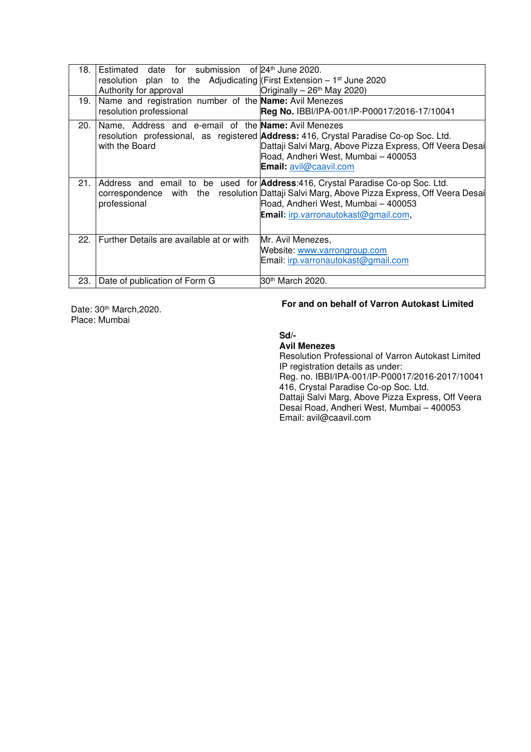| | | |
|---|---|---|
| 18. | Estimated date for submission of resolution plan to the Adjudicating Authority for approval | 24th June 2020. (First Extension – 1st June 2020 Originally – 26th May 2020) |
| 19. | Name and registration number of the resolution professional | **Name:** Avil Menezes **Reg No.** IBBI/IPA-001/IP-P00017/2016-17/10041 |
| 20. | Name, Address and e-email of the resolution professional, as registered with the Board | **Name:** Avil Menezes **Address:** 416, Crystal Paradise Co-op Soc. Ltd. Dattaji Salvi Marg, Above Pizza Express, Off Veera Desai Road, Andheri West, Mumbai – 400053 **Email:** avil@caavil.com |
| 21. | Address and email to be used for correspondence with the resolution professional | **Address**:416, Crystal Paradise Co-op Soc. Ltd. Dattaji Salvi Marg, Above Pizza Express, Off Veera Desai Road, Andheri West, Mumbai – 400053 **Email:** irp.varronautokast@gmail.com, |
| 22. | Further Details are available at or with | Mr. Avil Menezes, Website: www.varrongroup.com Email: irp.varronautokast@gmail.com |
| 23. | Date of publication of Form G | 30th March 2020. |

Date: 30th March,2020.
Place: Mumbai

**For and on behalf of Varron Autokast Limited**

**Sd/-**
**Avil Menezes**
Resolution Professional of Varron Autokast Limited
IP registration details as under:
Reg. no. IBBI/IPA-001/IP-P00017/2016-2017/10041
416, Crystal Paradise Co-op Soc. Ltd.
Dattaji Salvi Marg, Above Pizza Express, Off Veera Desai Road, Andheri West, Mumbai – 400053
Email: avil@caavil.com